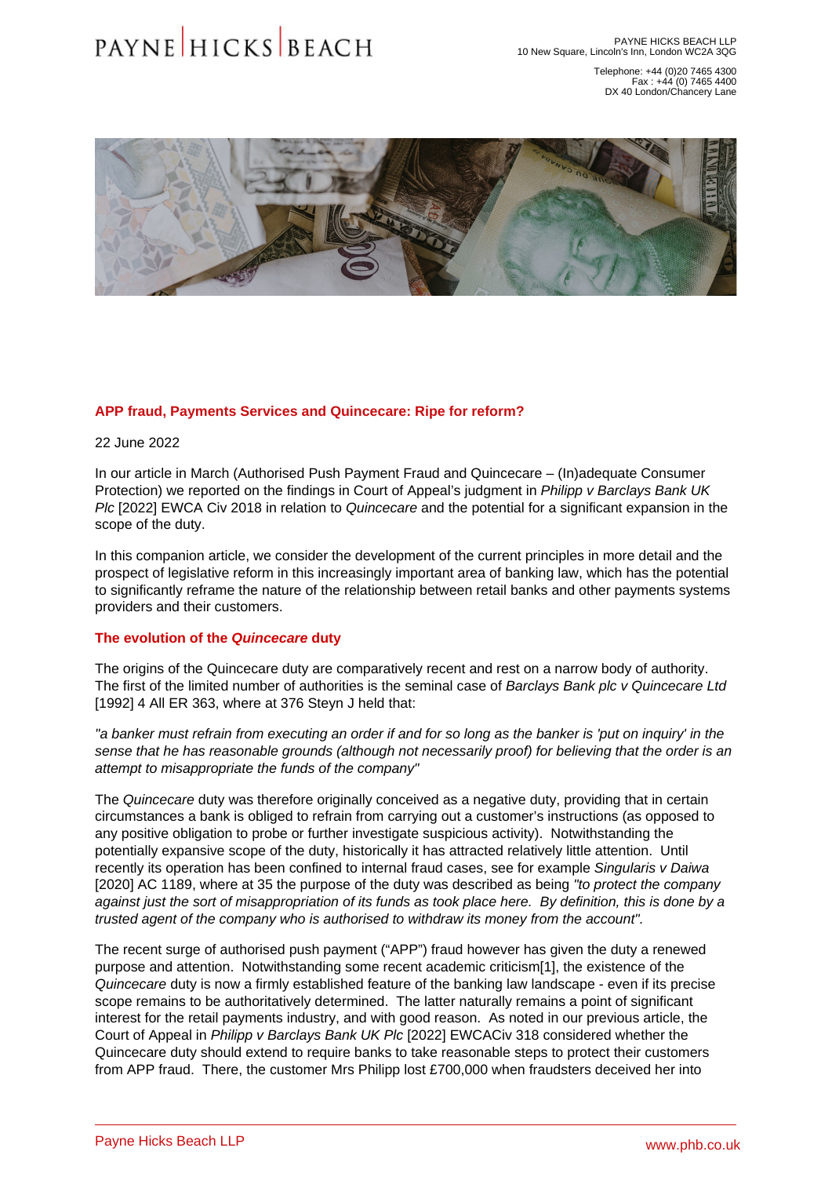## APP fraud, Payments Services and Quincecare: Ripe for reform?

22 June 2022

In our article in March (Authorised Push Payment Fraud and Quincecare – (In)adequate Consumer Protection) we reported on the findings in Court of Appeal's judgment in *Philipp v Barclays Bank UK Plc* [2022] EWCA Civ 2018 in relation to *Quincecare* and the potential for a significant expansion in the scope of the duty.

In this companion article, we consider the development of the current principles in more detail and the prospect of legislative reform in this increasingly important area of banking law, which has the potential to significantly reframe the nature of the relationship between retail banks and other payments systems providers and their customers.

### The evolution of the *Quincecare* duty

The origins of the Quincecare duty are comparatively recent and rest on a narrow body of authority. The first of the limited number of authorities is the seminal case of *Barclays Bank plc v Quincecare Ltd* [1992] 4 All ER 363, where at 376 Steyn J held that:

*"a banker must refrain from executing an order if and for so long as the banker is 'put on inquiry' in the sense that he has reasonable grounds (although not necessarily proof) for believing that the order is an attempt to misappropriate the funds of the company"*

The *Quincecare* duty was therefore originally conceived as a negative duty, providing that in certain circumstances a bank is obliged to refrain from carrying out a customer's instructions (as opposed to any positive obligation to probe or further investigate suspicious activity). Notwithstanding the potentially expansive scope of the duty, historically it has attracted relatively little attention. Until recently its operation has been confined to internal fraud cases, see for example *Singularis v Daiwa* [2020] AC 1189, where at 35 the purpose of the duty was described as being *"to protect the company against just the sort of misappropriation of its funds as took place here. By definition, this is done by a trusted agent of the company who is authorised to withdraw its money from the account".*

The recent surge of authorised push payment ("APP") fraud however has given the duty a renewed purpose and attention. Notwithstanding some recent academic criticism[1], the existence of the *Quincecare* duty is now a firmly established feature of the banking law landscape - even if its precise scope remains to be authoritatively determined. The latter naturally remains a point of significant interest for the retail payments industry, and with good reason. As noted in our previous article, the Court of Appeal in *Philipp v Barclays Bank UK Plc* [2022] EWCACiv 318 considered whether the Quincecare duty should extend to require banks to take reasonable steps to protect their customers from APP fraud. There, the customer Mrs Philipp lost £700,000 when fraudsters deceived her into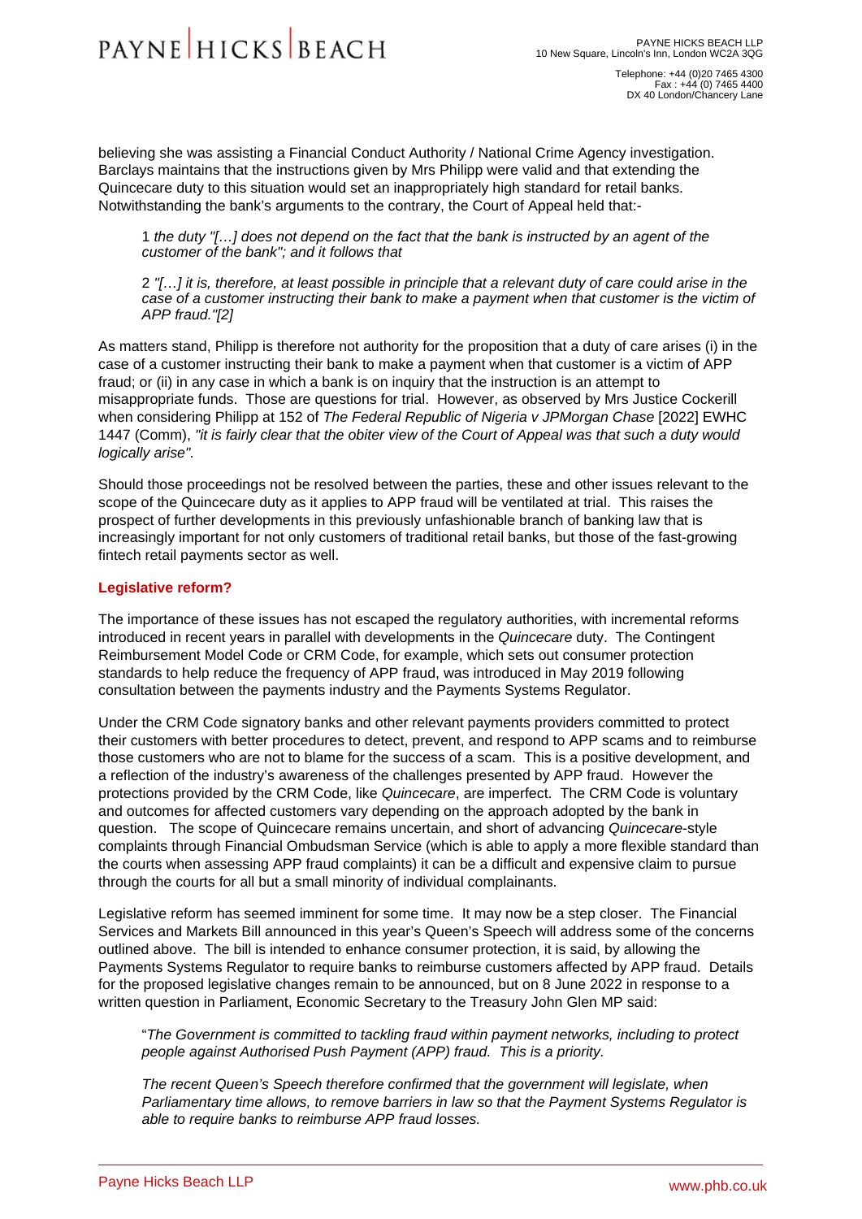believing she was assisting a Financial Conduct Authority / National Crime Agency investigation. Barclays maintains that the instructions given by Mrs Philipp were valid and that extending the Quincecare duty to this situation would set an inappropriately high standard for retail banks. Notwithstanding the bank's arguments to the contrary, the Court of Appeal held that:-

> 1 *the duty "[…] does not depend on the fact that the bank is instructed by an agent of the customer of the bank"; and it follows that*
>
> 2 *"[…] it is, therefore, at least possible in principle that a relevant duty of care could arise in the case of a customer instructing their bank to make a payment when that customer is the victim of APP fraud."[2]*

As matters stand, Philipp is therefore not authority for the proposition that a duty of care arises (i) in the case of a customer instructing their bank to make a payment when that customer is a victim of APP fraud; or (ii) in any case in which a bank is on inquiry that the instruction is an attempt to misappropriate funds. Those are questions for trial. However, as observed by Mrs Justice Cockerill when considering Philipp at 152 of *The Federal Republic of Nigeria v JPMorgan Chase* [2022] EWHC 1447 (Comm), *"it is fairly clear that the obiter view of the Court of Appeal was that such a duty would logically arise".*

Should those proceedings not be resolved between the parties, these and other issues relevant to the scope of the Quincecare duty as it applies to APP fraud will be ventilated at trial. This raises the prospect of further developments in this previously unfashionable branch of banking law that is increasingly important for not only customers of traditional retail banks, but those of the fast-growing fintech retail payments sector as well.

## Legislative reform?

The importance of these issues has not escaped the regulatory authorities, with incremental reforms introduced in recent years in parallel with developments in the *Quincecare* duty. The Contingent Reimbursement Model Code or CRM Code, for example, which sets out consumer protection standards to help reduce the frequency of APP fraud, was introduced in May 2019 following consultation between the payments industry and the Payments Systems Regulator.

Under the CRM Code signatory banks and other relevant payments providers committed to protect their customers with better procedures to detect, prevent, and respond to APP scams and to reimburse those customers who are not to blame for the success of a scam. This is a positive development, and a reflection of the industry's awareness of the challenges presented by APP fraud. However the protections provided by the CRM Code, like *Quincecare*, are imperfect. The CRM Code is voluntary and outcomes for affected customers vary depending on the approach adopted by the bank in question. The scope of Quincecare remains uncertain, and short of advancing *Quincecare*-style complaints through Financial Ombudsman Service (which is able to apply a more flexible standard than the courts when assessing APP fraud complaints) it can be a difficult and expensive claim to pursue through the courts for all but a small minority of individual complainants.

Legislative reform has seemed imminent for some time. It may now be a step closer. The Financial Services and Markets Bill announced in this year's Queen's Speech will address some of the concerns outlined above. The bill is intended to enhance consumer protection, it is said, by allowing the Payments Systems Regulator to require banks to reimburse customers affected by APP fraud. Details for the proposed legislative changes remain to be announced, but on 8 June 2022 in response to a written question in Parliament, Economic Secretary to the Treasury John Glen MP said:

> "*The Government is committed to tackling fraud within payment networks, including to protect people against Authorised Push Payment (APP) fraud. This is a priority.*
>
> *The recent Queen's Speech therefore confirmed that the government will legislate, when Parliamentary time allows, to remove barriers in law so that the Payment Systems Regulator is able to require banks to reimburse APP fraud losses.*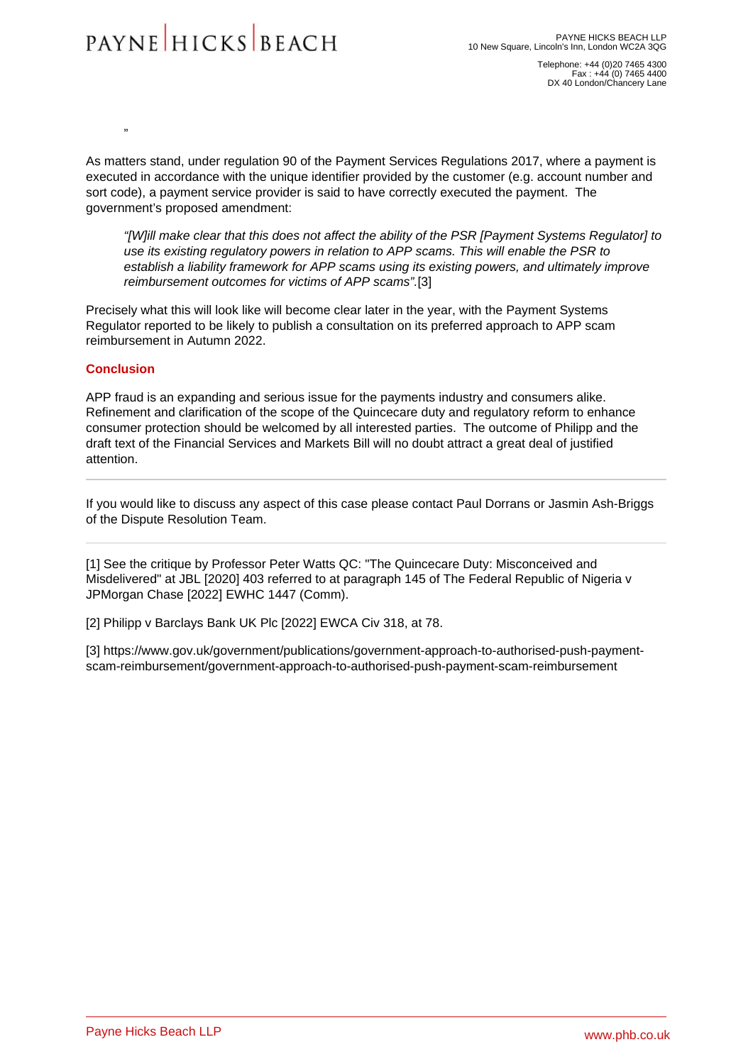”

As matters stand, under regulation 90 of the Payment Services Regulations 2017, where a payment is executed in accordance with the unique identifier provided by the customer (e.g. account number and sort code), a payment service provider is said to have correctly executed the payment. The government's proposed amendment:

> *"[W]ill make clear that this does not affect the ability of the PSR [Payment Systems Regulator] to use its existing regulatory powers in relation to APP scams. This will enable the PSR to establish a liability framework for APP scams using its existing powers, and ultimately improve reimbursement outcomes for victims of APP scams".*[3]

Precisely what this will look like will become clear later in the year, with the Payment Systems Regulator reported to be likely to publish a consultation on its preferred approach to APP scam reimbursement in Autumn 2022.

**Conclusion**

APP fraud is an expanding and serious issue for the payments industry and consumers alike. Refinement and clarification of the scope of the Quincecare duty and regulatory reform to enhance consumer protection should be welcomed by all interested parties. The outcome of Philipp and the draft text of the Financial Services and Markets Bill will no doubt attract a great deal of justified attention.

---

If you would like to discuss any aspect of this case please contact Paul Dorrans or Jasmin Ash-Briggs of the Dispute Resolution Team.

---

[1] See the critique by Professor Peter Watts QC: "The Quincecare Duty: Misconceived and Misdelivered" at JBL [2020] 403 referred to at paragraph 145 of The Federal Republic of Nigeria v JPMorgan Chase [2022] EWHC 1447 (Comm).

[2] Philipp v Barclays Bank UK Plc [2022] EWCA Civ 318, at 78.

[3] https://www.gov.uk/government/publications/government-approach-to-authorised-push-payment-scam-reimbursement/government-approach-to-authorised-push-payment-scam-reimbursement